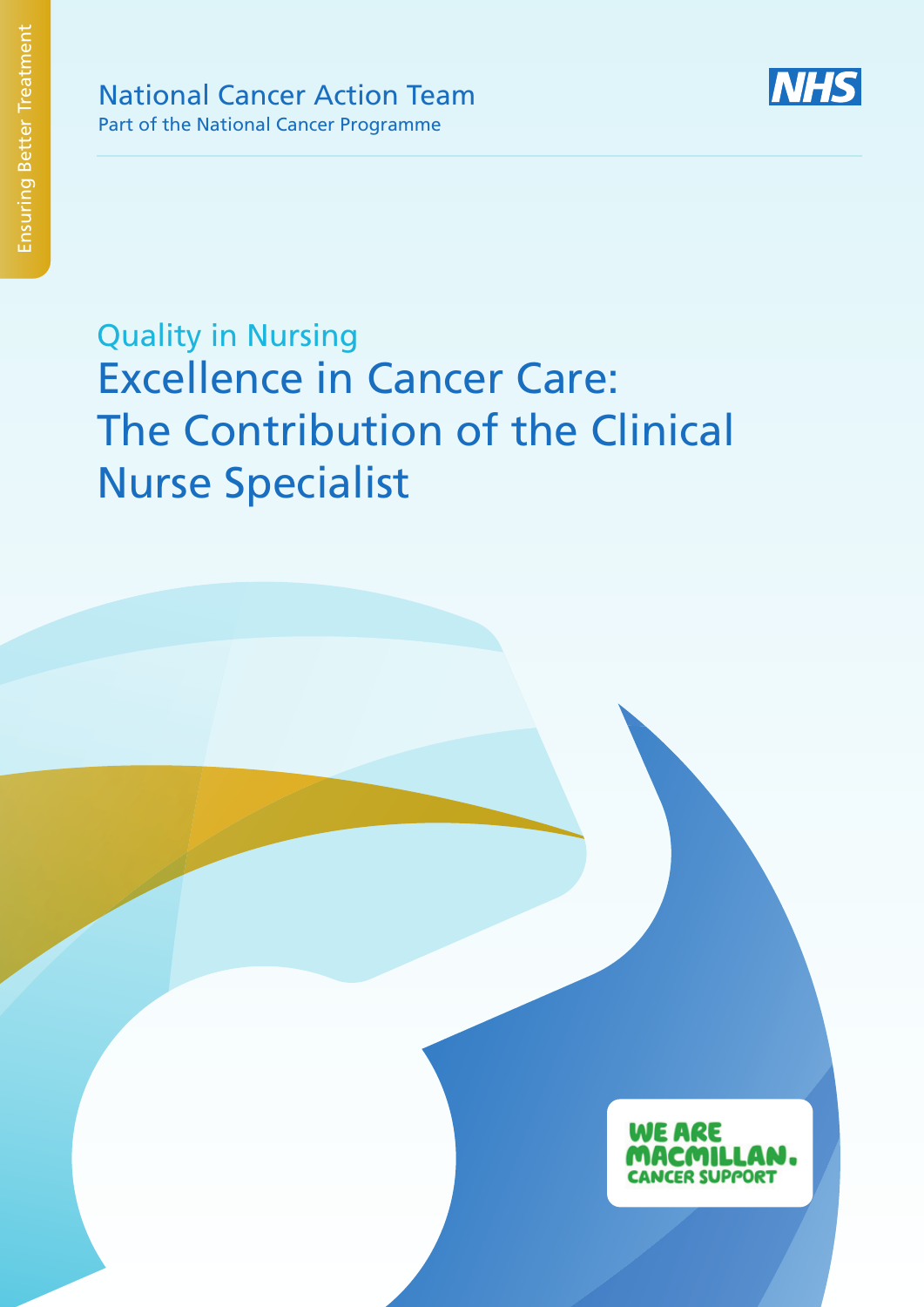Ensuring Better Treatment

National Cancer Action Team

Part of the National Cancer Programme

NHS

Quality in Nursing

# Excellence in Cancer Care: The Contribution of the Clinical Nurse Specialist

WE ARE MACMILLAN. CANCER SUPPORT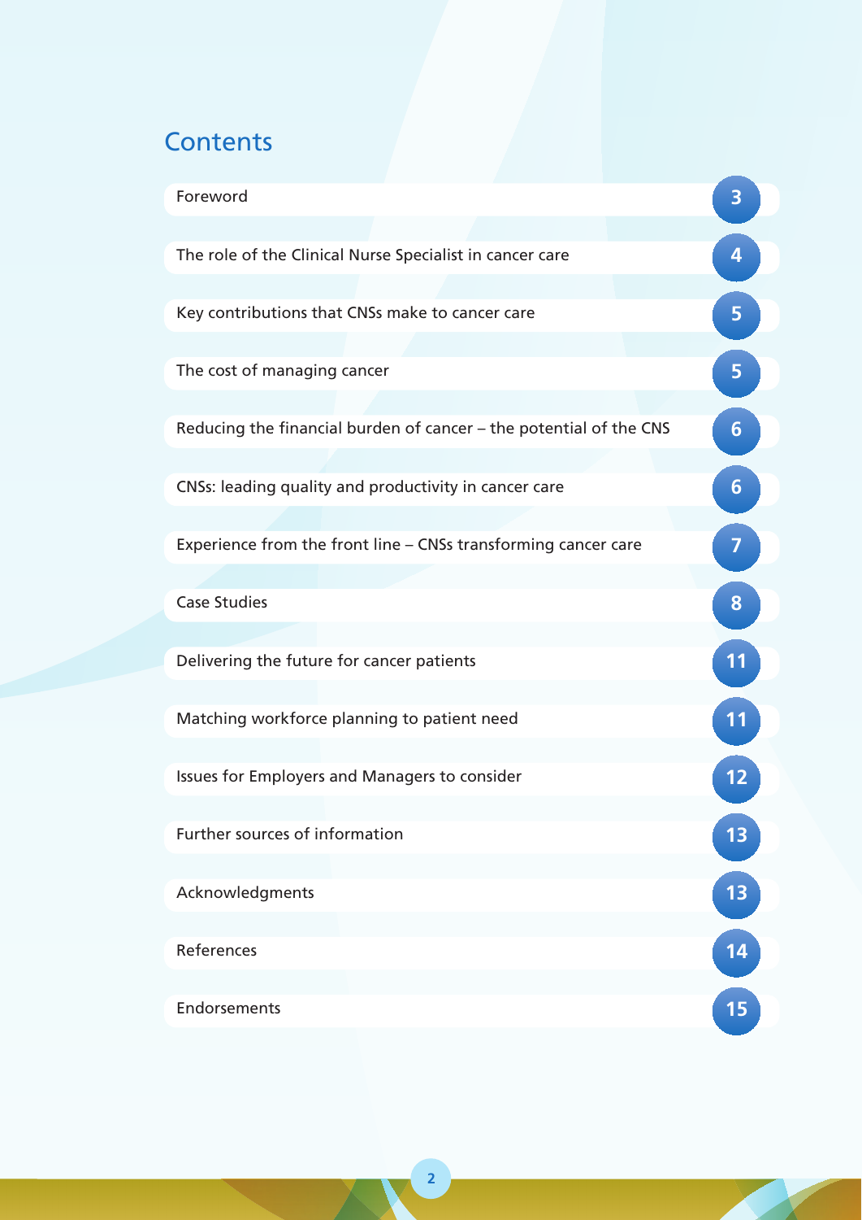# Contents

| | |
|---|---|
| Foreword | 3 |
| The role of the Clinical Nurse Specialist in cancer care | 4 |
| Key contributions that CNSs make to cancer care | 5 |
| The cost of managing cancer | 5 |
| Reducing the financial burden of cancer – the potential of the CNS | 6 |
| CNSs: leading quality and productivity in cancer care | 6 |
| Experience from the front line – CNSs transforming cancer care | 7 |
| Case Studies | 8 |
| Delivering the future for cancer patients | 11 |
| Matching workforce planning to patient need | 11 |
| Issues for Employers and Managers to consider | 12 |
| Further sources of information | 13 |
| Acknowledgments | 13 |
| References | 14 |
| Endorsements | 15 |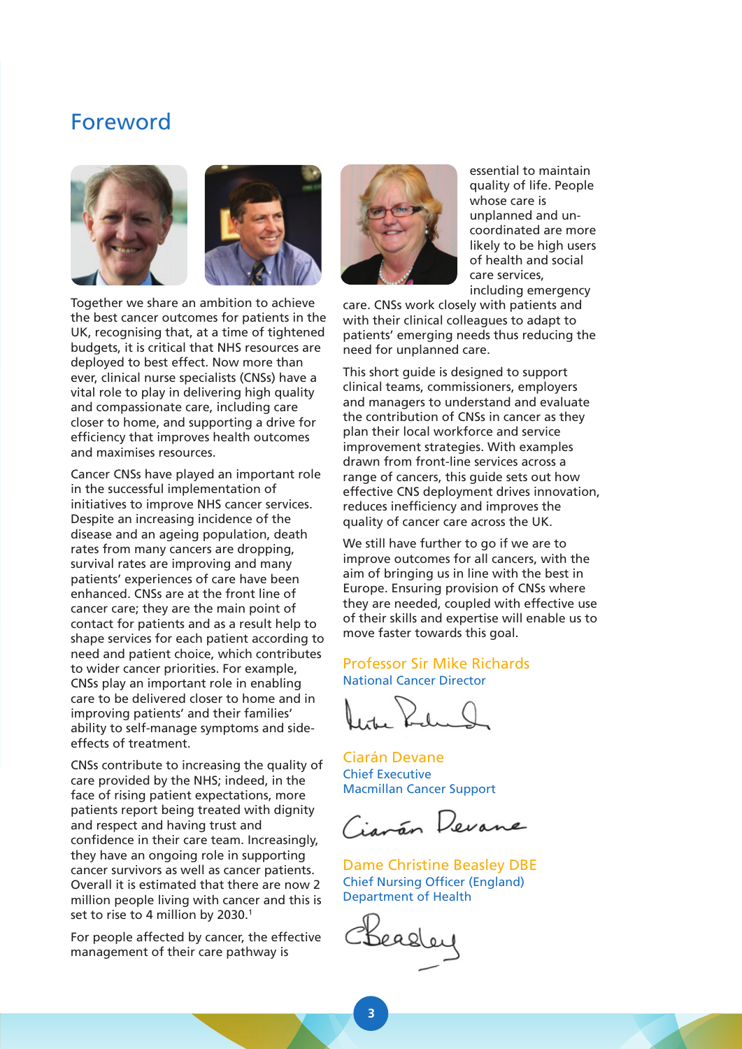# Foreword

Together we share an ambition to achieve the best cancer outcomes for patients in the UK, recognising that, at a time of tightened budgets, it is critical that NHS resources are deployed to best effect. Now more than ever, clinical nurse specialists (CNSs) have a vital role to play in delivering high quality and compassionate care, including care closer to home, and supporting a drive for efficiency that improves health outcomes and maximises resources.

Cancer CNSs have played an important role in the successful implementation of initiatives to improve NHS cancer services. Despite an increasing incidence of the disease and an ageing population, death rates from many cancers are dropping, survival rates are improving and many patients' experiences of care have been enhanced. CNSs are at the front line of cancer care; they are the main point of contact for patients and as a result help to shape services for each patient according to need and patient choice, which contributes to wider cancer priorities. For example, CNSs play an important role in enabling care to be delivered closer to home and in improving patients' and their families' ability to self-manage symptoms and side-effects of treatment.

CNSs contribute to increasing the quality of care provided by the NHS; indeed, in the face of rising patient expectations, more patients report being treated with dignity and respect and having trust and confidence in their care team. Increasingly, they have an ongoing role in supporting cancer survivors as well as cancer patients. Overall it is estimated that there are now 2 million people living with cancer and this is set to rise to 4 million by 2030.[1]

For people affected by cancer, the effective management of their care pathway is essential to maintain quality of life. People whose care is unplanned and un-coordinated are more likely to be high users of health and social care services, including emergency care. CNSs work closely with patients and with their clinical colleagues to adapt to patients' emerging needs thus reducing the need for unplanned care.

This short guide is designed to support clinical teams, commissioners, employers and managers to understand and evaluate the contribution of CNSs in cancer as they plan their local workforce and service improvement strategies. With examples drawn from front-line services across a range of cancers, this guide sets out how effective CNS deployment drives innovation, reduces inefficiency and improves the quality of cancer care across the UK.

We still have further to go if we are to improve outcomes for all cancers, with the aim of bringing us in line with the best in Europe. Ensuring provision of CNSs where they are needed, coupled with effective use of their skills and expertise will enable us to move faster towards this goal.

**Professor Sir Mike Richards**
National Cancer Director

**Ciarán Devane**
Chief Executive
Macmillan Cancer Support

**Dame Christine Beasley DBE**
Chief Nursing Officer (England)
Department of Health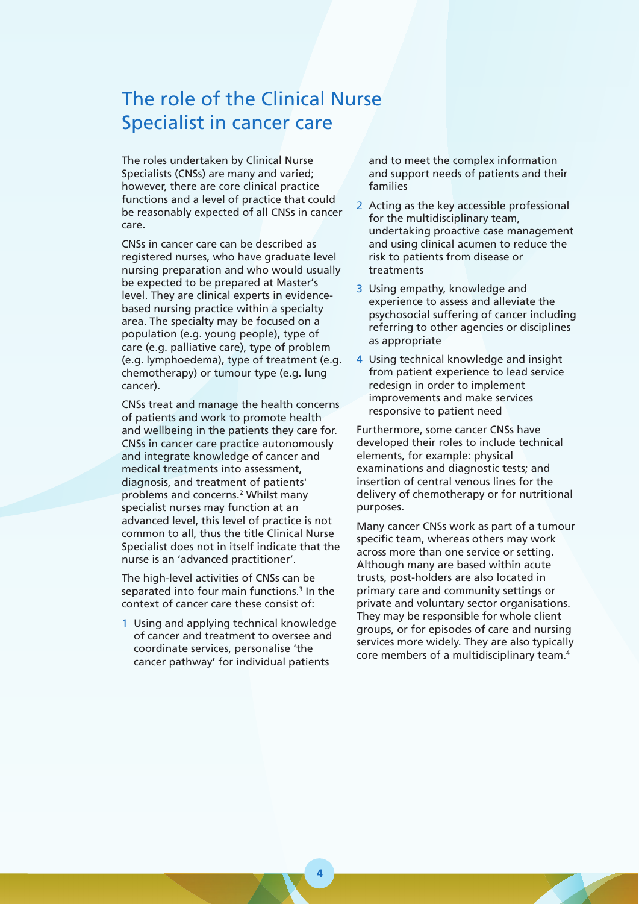# The role of the Clinical Nurse Specialist in cancer care

The roles undertaken by Clinical Nurse Specialists (CNSs) are many and varied; however, there are core clinical practice functions and a level of practice that could be reasonably expected of all CNSs in cancer care.

CNSs in cancer care can be described as registered nurses, who have graduate level nursing preparation and who would usually be expected to be prepared at Master's level. They are clinical experts in evidence-based nursing practice within a specialty area. The specialty may be focused on a population (e.g. young people), type of care (e.g. palliative care), type of problem (e.g. lymphoedema), type of treatment (e.g. chemotherapy) or tumour type (e.g. lung cancer).

CNSs treat and manage the health concerns of patients and work to promote health and wellbeing in the patients they care for. CNSs in cancer care practice autonomously and integrate knowledge of cancer and medical treatments into assessment, diagnosis, and treatment of patients' problems and concerns.[2] Whilst many specialist nurses may function at an advanced level, this level of practice is not common to all, thus the title Clinical Nurse Specialist does not in itself indicate that the nurse is an 'advanced practitioner'.

The high-level activities of CNSs can be separated into four main functions.[3] In the context of cancer care these consist of:

1. Using and applying technical knowledge of cancer and treatment to oversee and coordinate services, personalise 'the cancer pathway' for individual patients and to meet the complex information and support needs of patients and their families
2. Acting as the key accessible professional for the multidisciplinary team, undertaking proactive case management and using clinical acumen to reduce the risk to patients from disease or treatments
3. Using empathy, knowledge and experience to assess and alleviate the psychosocial suffering of cancer including referring to other agencies or disciplines as appropriate
4. Using technical knowledge and insight from patient experience to lead service redesign in order to implement improvements and make services responsive to patient need

Furthermore, some cancer CNSs have developed their roles to include technical elements, for example: physical examinations and diagnostic tests; and insertion of central venous lines for the delivery of chemotherapy or for nutritional purposes.

Many cancer CNSs work as part of a tumour specific team, whereas others may work across more than one service or setting. Although many are based within acute trusts, post-holders are also located in primary care and community settings or private and voluntary sector organisations. They may be responsible for whole client groups, or for episodes of care and nursing services more widely. They are also typically core members of a multidisciplinary team.[4]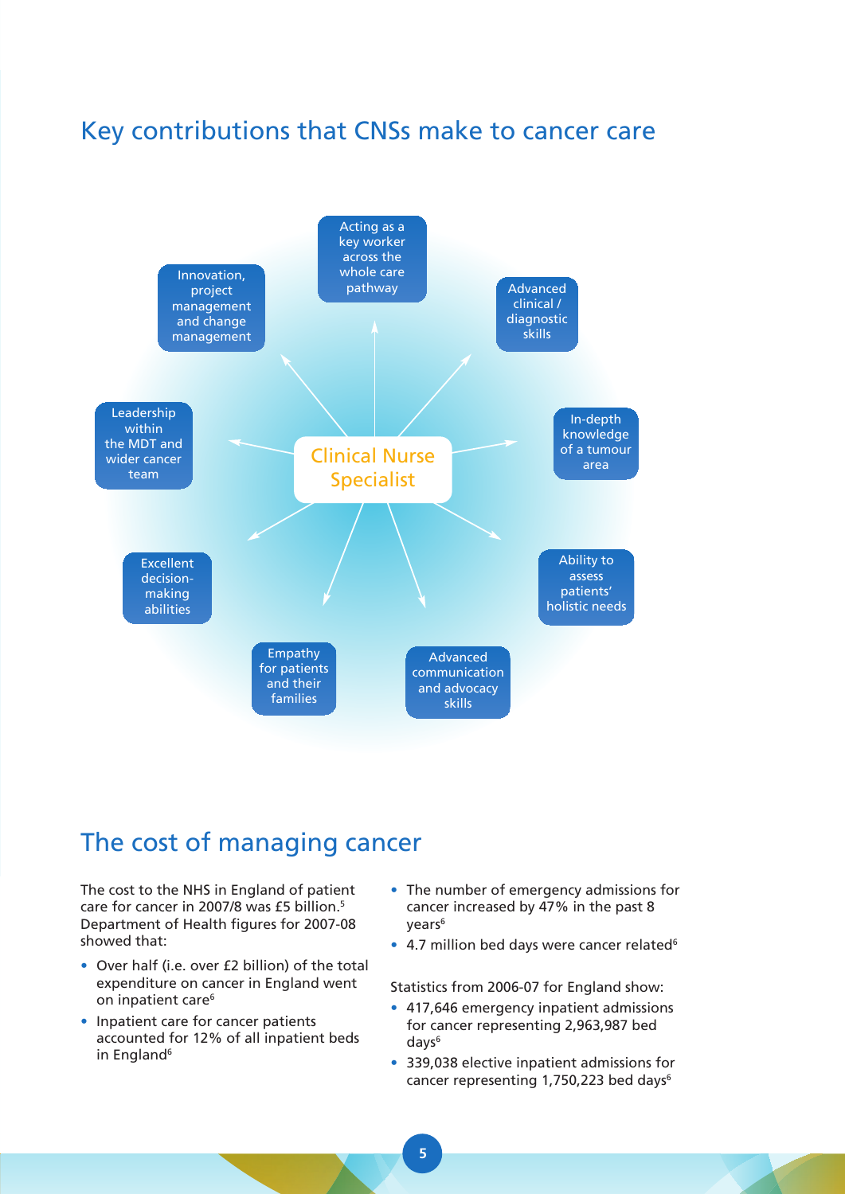## Key contributions that CNSs make to cancer care

Clinical Nurse Specialist

- Acting as a key worker across the whole care pathway
- Advanced clinical / diagnostic skills
- In-depth knowledge of a tumour area
- Ability to assess patients' holistic needs
- Advanced communication and advocacy skills
- Empathy for patients and their families
- Excellent decision-making abilities
- Leadership within the MDT and wider cancer team
- Innovation, project management and change management

## The cost of managing cancer

The cost to the NHS in England of patient care for cancer in 2007/8 was £5 billion.[5] Department of Health figures for 2007-08 showed that:

- Over half (i.e. over £2 billion) of the total expenditure on cancer in England went on inpatient care[6]
- Inpatient care for cancer patients accounted for 12% of all inpatient beds in England[6]
- The number of emergency admissions for cancer increased by 47% in the past 8 years[6]
- 4.7 million bed days were cancer related[6]

Statistics from 2006-07 for England show:

- 417,646 emergency inpatient admissions for cancer representing 2,963,987 bed days[6]
- 339,038 elective inpatient admissions for cancer representing 1,750,223 bed days[6]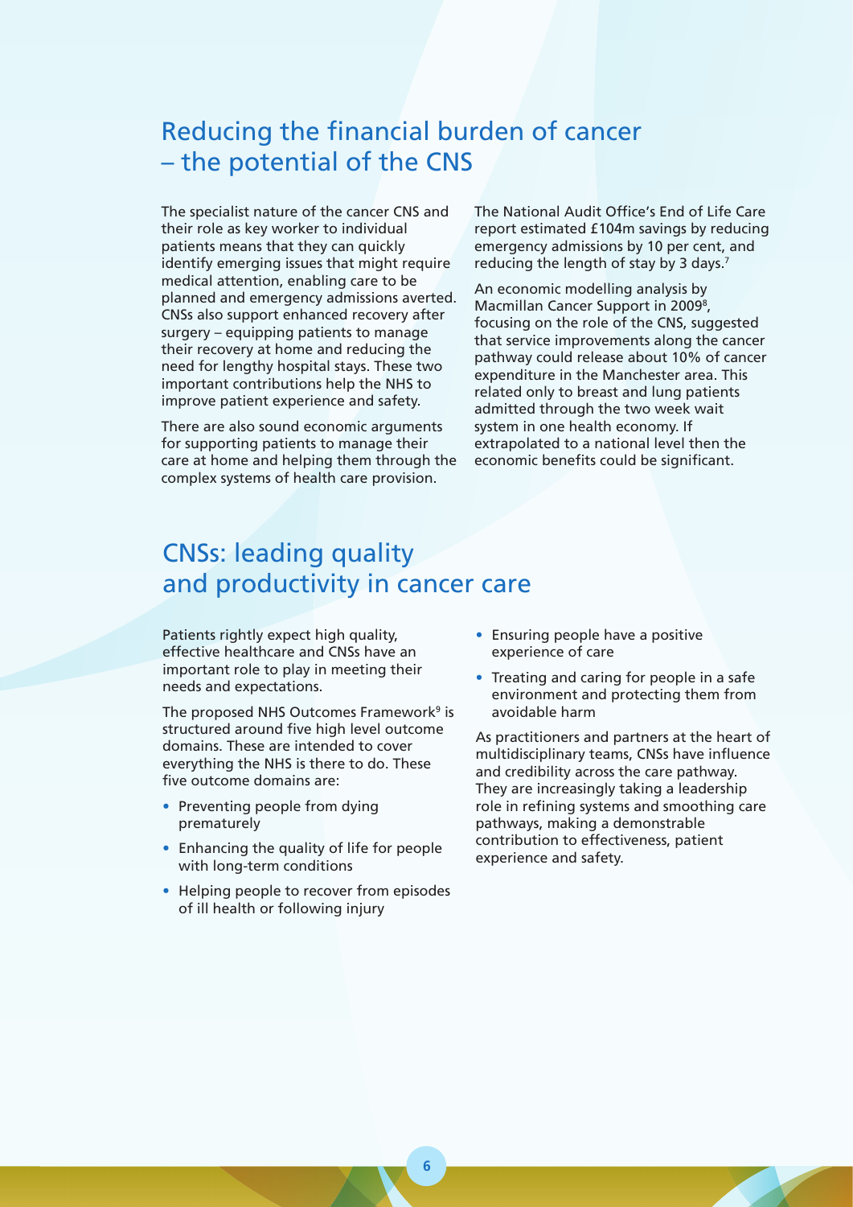## Reducing the financial burden of cancer – the potential of the CNS

The specialist nature of the cancer CNS and their role as key worker to individual patients means that they can quickly identify emerging issues that might require medical attention, enabling care to be planned and emergency admissions averted. CNSs also support enhanced recovery after surgery – equipping patients to manage their recovery at home and reducing the need for lengthy hospital stays. These two important contributions help the NHS to improve patient experience and safety.

There are also sound economic arguments for supporting patients to manage their care at home and helping them through the complex systems of health care provision.

The National Audit Office's End of Life Care report estimated £104m savings by reducing emergency admissions by 10 per cent, and reducing the length of stay by 3 days.[7]

An economic modelling analysis by Macmillan Cancer Support in 2009[8], focusing on the role of the CNS, suggested that service improvements along the cancer pathway could release about 10% of cancer expenditure in the Manchester area. This related only to breast and lung patients admitted through the two week wait system in one health economy. If extrapolated to a national level then the economic benefits could be significant.

## CNSs: leading quality and productivity in cancer care

Patients rightly expect high quality, effective healthcare and CNSs have an important role to play in meeting their needs and expectations.

The proposed NHS Outcomes Framework[9] is structured around five high level outcome domains. These are intended to cover everything the NHS is there to do. These five outcome domains are:

- Preventing people from dying prematurely
- Enhancing the quality of life for people with long-term conditions
- Helping people to recover from episodes of ill health or following injury
- Ensuring people have a positive experience of care
- Treating and caring for people in a safe environment and protecting them from avoidable harm

As practitioners and partners at the heart of multidisciplinary teams, CNSs have influence and credibility across the care pathway. They are increasingly taking a leadership role in refining systems and smoothing care pathways, making a demonstrable contribution to effectiveness, patient experience and safety.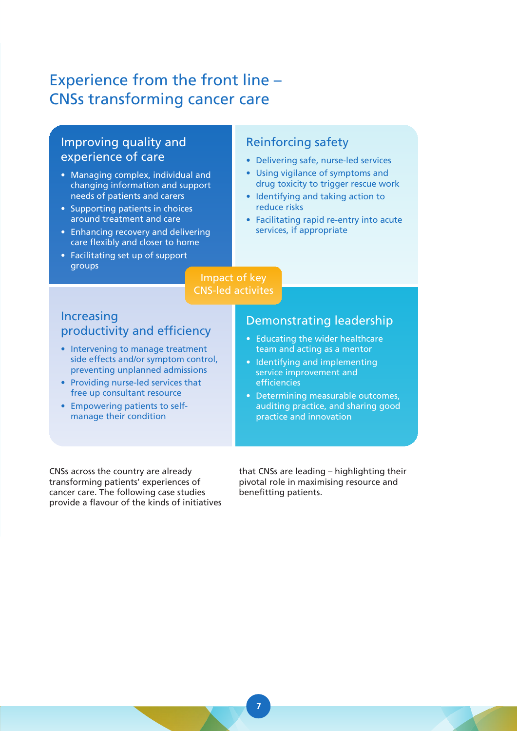# Experience from the front line – CNSs transforming cancer care

**Impact of key CNS-led activites**

## Improving quality and experience of care

- Managing complex, individual and changing information and support needs of patients and carers
- Supporting patients in choices around treatment and care
- Enhancing recovery and delivering care flexibly and closer to home
- Facilitating set up of support groups

## Reinforcing safety

- Delivering safe, nurse-led services
- Using vigilance of symptoms and drug toxicity to trigger rescue work
- Identifying and taking action to reduce risks
- Facilitating rapid re-entry into acute services, if appropriate

## Increasing productivity and efficiency

- Intervening to manage treatment side effects and/or symptom control, preventing unplanned admissions
- Providing nurse-led services that free up consultant resource
- Empowering patients to self-manage their condition

## Demonstrating leadership

- Educating the wider healthcare team and acting as a mentor
- Identifying and implementing service improvement and efficiencies
- Determining measurable outcomes, auditing practice, and sharing good practice and innovation

CNSs across the country are already transforming patients' experiences of cancer care. The following case studies provide a flavour of the kinds of initiatives that CNSs are leading – highlighting their pivotal role in maximising resource and benefitting patients.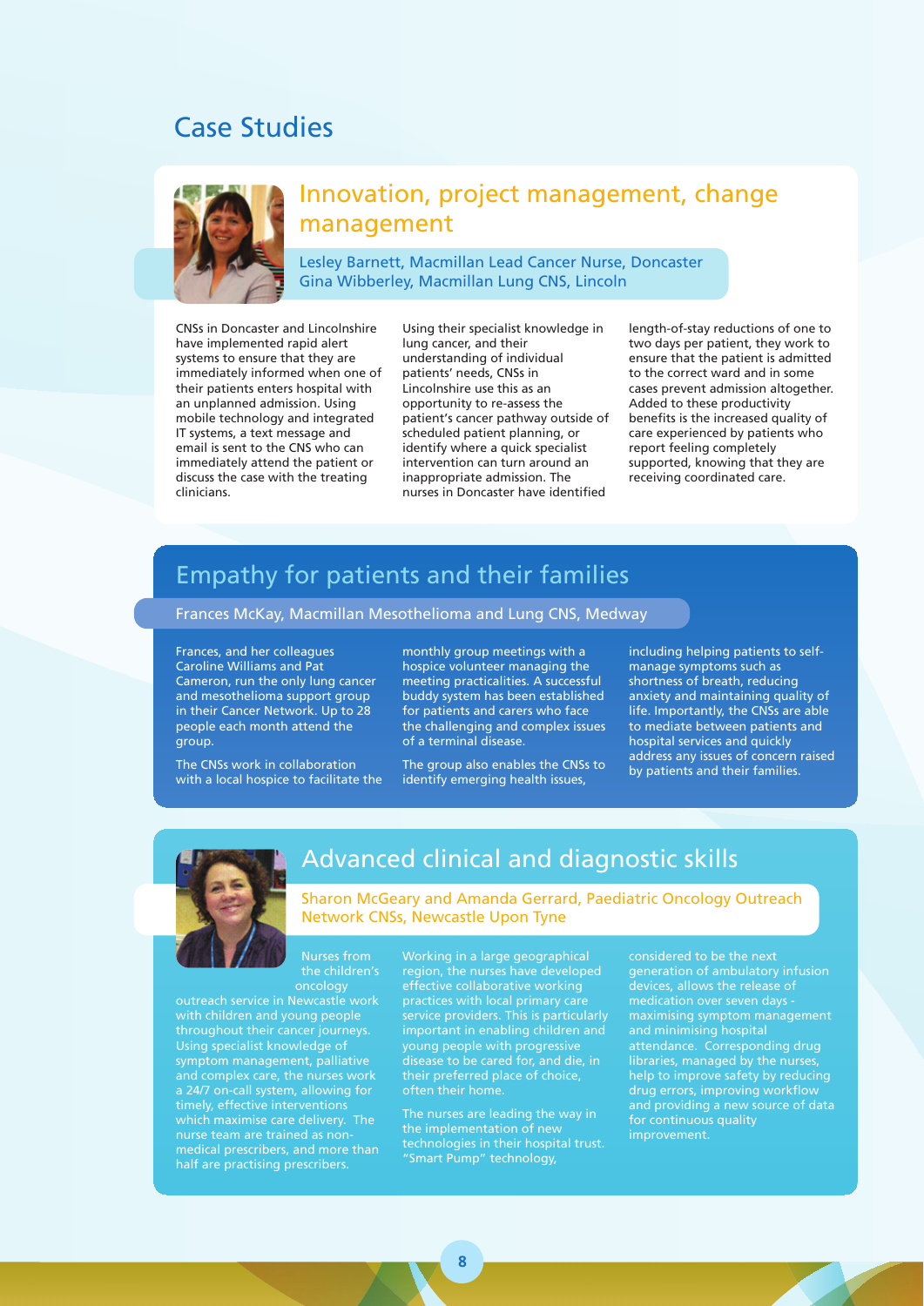# Case Studies

## Innovation, project management, change management

Lesley Barnett, Macmillan Lead Cancer Nurse, Doncaster
Gina Wibberley, Macmillan Lung CNS, Lincoln

CNSs in Doncaster and Lincolnshire have implemented rapid alert systems to ensure that they are immediately informed when one of their patients enters hospital with an unplanned admission. Using mobile technology and integrated IT systems, a text message and email is sent to the CNS who can immediately attend the patient or discuss the case with the treating clinicians.

Using their specialist knowledge in lung cancer, and their understanding of individual patients' needs, CNSs in Lincolnshire use this as an opportunity to re-assess the patient's cancer pathway outside of scheduled patient planning, or identify where a quick specialist intervention can turn around an inappropriate admission. The nurses in Doncaster have identified length-of-stay reductions of one to two days per patient, they work to ensure that the patient is admitted to the correct ward and in some cases prevent admission altogether. Added to these productivity benefits is the increased quality of care experienced by patients who report feeling completely supported, knowing that they are receiving coordinated care.

## Empathy for patients and their families

Frances McKay, Macmillan Mesothelioma and Lung CNS, Medway

Frances, and her colleagues Caroline Williams and Pat Cameron, run the only lung cancer and mesothelioma support group in their Cancer Network. Up to 28 people each month attend the group.

The CNSs work in collaboration with a local hospice to facilitate the monthly group meetings with a hospice volunteer managing the meeting practicalities. A successful buddy system has been established for patients and carers who face the challenging and complex issues of a terminal disease.

The group also enables the CNSs to identify emerging health issues, including helping patients to self-manage symptoms such as shortness of breath, reducing anxiety and maintaining quality of life. Importantly, the CNSs are able to mediate between patients and hospital services and quickly address any issues of concern raised by patients and their families.

## Advanced clinical and diagnostic skills

Sharon McGeary and Amanda Gerrard, Paediatric Oncology Outreach Network CNSs, Newcastle Upon Tyne

Nurses from the children's oncology outreach service in Newcastle work with children and young people throughout their cancer journeys. Using specialist knowledge of symptom management, palliative and complex care, the nurses work a 24/7 on-call system, allowing for timely, effective interventions which maximise care delivery. The nurse team are trained as non-medical prescribers, and more than half are practising prescribers.

Working in a large geographical region, the nurses have developed effective collaborative working practices with local primary care service providers. This is particularly important in enabling children and young people with progressive disease to be cared for, and die, in their preferred place of choice, often their home.

The nurses are leading the way in the implementation of new technologies in their hospital trust. "Smart Pump" technology, considered to be the next generation of ambulatory infusion devices, allows the release of medication over seven days - maximising symptom management and minimising hospital attendance. Corresponding drug libraries, managed by the nurses, help to improve safety by reducing drug errors, improving workflow and providing a new source of data for continuous quality improvement.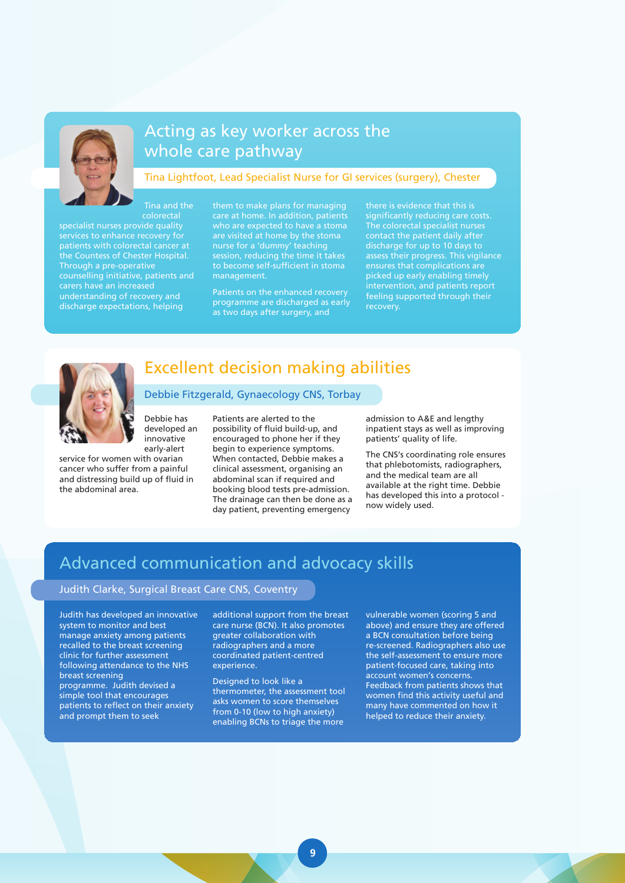## Acting as key worker across the whole care pathway

### Tina Lightfoot, Lead Specialist Nurse for GI services (surgery), Chester

Tina and the colorectal specialist nurses provide quality services to enhance recovery for patients with colorectal cancer at the Countess of Chester Hospital. Through a pre-operative counselling initiative, patients and carers have an increased understanding of recovery and discharge expectations, helping them to make plans for managing care at home. In addition, patients who are expected to have a stoma are visited at home by the stoma nurse for a 'dummy' teaching session, reducing the time it takes to become self-sufficient in stoma management.

Patients on the enhanced recovery programme are discharged as early as two days after surgery, and there is evidence that this is significantly reducing care costs. The colorectal specialist nurses contact the patient daily after discharge for up to 10 days to assess their progress. This vigilance ensures that complications are picked up early enabling timely intervention, and patients report feeling supported through their recovery.

## Excellent decision making abilities

### Debbie Fitzgerald, Gynaecology CNS, Torbay

Debbie has developed an innovative early-alert service for women with ovarian cancer who suffer from a painful and distressing build up of fluid in the abdominal area.

Patients are alerted to the possibility of fluid build-up, and encouraged to phone her if they begin to experience symptoms. When contacted, Debbie makes a clinical assessment, organising an abdominal scan if required and booking blood tests pre-admission. The drainage can then be done as a day patient, preventing emergency admission to A&E and lengthy inpatient stays as well as improving patients' quality of life.

The CNS's coordinating role ensures that phlebotomists, radiographers, and the medical team are all available at the right time. Debbie has developed this into a protocol - now widely used.

## Advanced communication and advocacy skills

### Judith Clarke, Surgical Breast Care CNS, Coventry

Judith has developed an innovative system to monitor and best manage anxiety among patients recalled to the breast screening clinic for further assessment following attendance to the NHS breast screening programme. Judith devised a simple tool that encourages patients to reflect on their anxiety and prompt them to seek additional support from the breast care nurse (BCN). It also promotes greater collaboration with radiographers and a more coordinated patient-centred experience.

Designed to look like a thermometer, the assessment tool asks women to score themselves from 0-10 (low to high anxiety) enabling BCNs to triage the more vulnerable women (scoring 5 and above) and ensure they are offered a BCN consultation before being re-screened. Radiographers also use the self-assessment to ensure more patient-focused care, taking into account women's concerns. Feedback from patients shows that women find this activity useful and many have commented on how it helped to reduce their anxiety.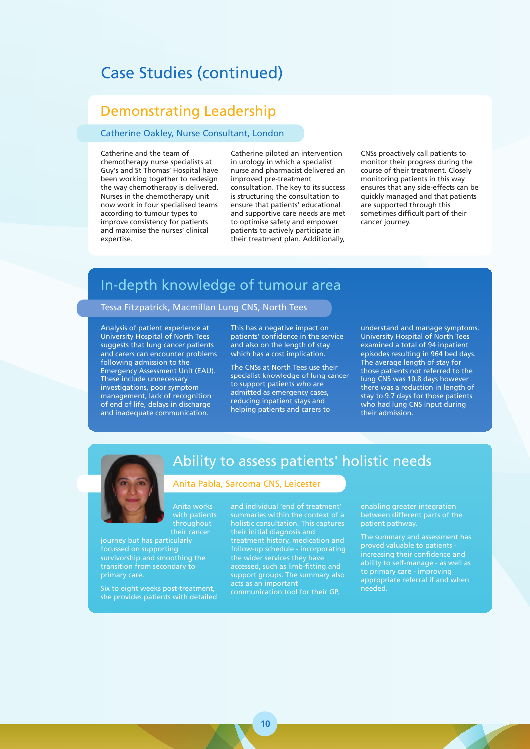# Case Studies (continued)

## Demonstrating Leadership

### Catherine Oakley, Nurse Consultant, London

Catherine and the team of chemotherapy nurse specialists at Guy's and St Thomas' Hospital have been working together to redesign the way chemotherapy is delivered. Nurses in the chemotherapy unit now work in four specialised teams according to tumour types to improve consistency for patients and maximise the nurses' clinical expertise.

Catherine piloted an intervention in urology in which a specialist nurse and pharmacist delivered an improved pre-treatment consultation. The key to its success is structuring the consultation to ensure that patients' educational and supportive care needs are met to optimise safety and empower patients to actively participate in their treatment plan. Additionally, CNSs proactively call patients to monitor their progress during the course of their treatment. Closely monitoring patients in this way ensures that any side-effects can be quickly managed and that patients are supported through this sometimes difficult part of their cancer journey.

## In-depth knowledge of tumour area

### Tessa Fitzpatrick, Macmillan Lung CNS, North Tees

Analysis of patient experience at University Hospital of North Tees suggests that lung cancer patients and carers can encounter problems following admission to the Emergency Assessment Unit (EAU). These include unnecessary investigations, poor symptom management, lack of recognition of end of life, delays in discharge and inadequate communication. This has a negative impact on patients' confidence in the service and also on the length of stay which has a cost implication.

The CNSs at North Tees use their specialist knowledge of lung cancer to support patients who are admitted as emergency cases, reducing inpatient stays and helping patients and carers to understand and manage symptoms. University Hospital of North Tees examined a total of 94 inpatient episodes resulting in 964 bed days. The average length of stay for those patients not referred to the lung CNS was 10.8 days however there was a reduction in length of stay to 9.7 days for those patients who had lung CNS input during their admission.

## Ability to assess patients' holistic needs

### Anita Pabla, Sarcoma CNS, Leicester

Anita works with patients throughout their cancer journey but has particularly focussed on supporting survivorship and smoothing the transition from secondary to primary care.

Six to eight weeks post-treatment, she provides patients with detailed and individual 'end of treatment' summaries within the context of a holistic consultation. This captures their initial diagnosis and treatment history, medication and follow-up schedule - incorporating the wider services they have accessed, such as limb-fitting and support groups. The summary also acts as an important communication tool for their GP, enabling greater integration between different parts of the patient pathway.

The summary and assessment has proved valuable to patients - increasing their confidence and ability to self-manage - as well as to primary care - improving appropriate referral if and when needed.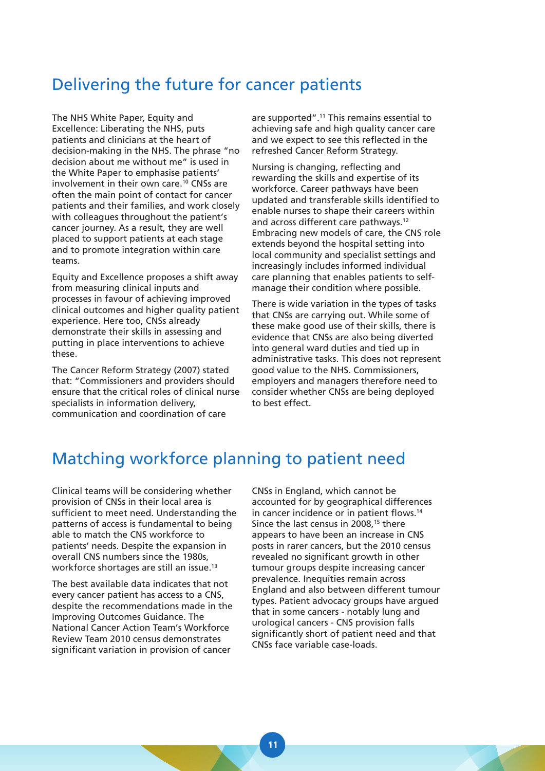## Delivering the future for cancer patients

The NHS White Paper, Equity and Excellence: Liberating the NHS, puts patients and clinicians at the heart of decision-making in the NHS. The phrase "no decision about me without me" is used in the White Paper to emphasise patients' involvement in their own care.[10] CNSs are often the main point of contact for cancer patients and their families, and work closely with colleagues throughout the patient's cancer journey. As a result, they are well placed to support patients at each stage and to promote integration within care teams.

Equity and Excellence proposes a shift away from measuring clinical inputs and processes in favour of achieving improved clinical outcomes and higher quality patient experience. Here too, CNSs already demonstrate their skills in assessing and putting in place interventions to achieve these.

The Cancer Reform Strategy (2007) stated that: "Commissioners and providers should ensure that the critical roles of clinical nurse specialists in information delivery, communication and coordination of care are supported".[11] This remains essential to achieving safe and high quality cancer care and we expect to see this reflected in the refreshed Cancer Reform Strategy.

Nursing is changing, reflecting and rewarding the skills and expertise of its workforce. Career pathways have been updated and transferable skills identified to enable nurses to shape their careers within and across different care pathways.[12] Embracing new models of care, the CNS role extends beyond the hospital setting into local community and specialist settings and increasingly includes informed individual care planning that enables patients to self-manage their condition where possible.

There is wide variation in the types of tasks that CNSs are carrying out. While some of these make good use of their skills, there is evidence that CNSs are also being diverted into general ward duties and tied up in administrative tasks. This does not represent good value to the NHS. Commissioners, employers and managers therefore need to consider whether CNSs are being deployed to best effect.

## Matching workforce planning to patient need

Clinical teams will be considering whether provision of CNSs in their local area is sufficient to meet need. Understanding the patterns of access is fundamental to being able to match the CNS workforce to patients' needs. Despite the expansion in overall CNS numbers since the 1980s, workforce shortages are still an issue.[13]

The best available data indicates that not every cancer patient has access to a CNS, despite the recommendations made in the Improving Outcomes Guidance. The National Cancer Action Team's Workforce Review Team 2010 census demonstrates significant variation in provision of cancer CNSs in England, which cannot be accounted for by geographical differences in cancer incidence or in patient flows.[14] Since the last census in 2008,[15] there appears to have been an increase in CNS posts in rarer cancers, but the 2010 census revealed no significant growth in other tumour groups despite increasing cancer prevalence. Inequities remain across England and also between different tumour types. Patient advocacy groups have argued that in some cancers - notably lung and urological cancers - CNS provision falls significantly short of patient need and that CNSs face variable case-loads.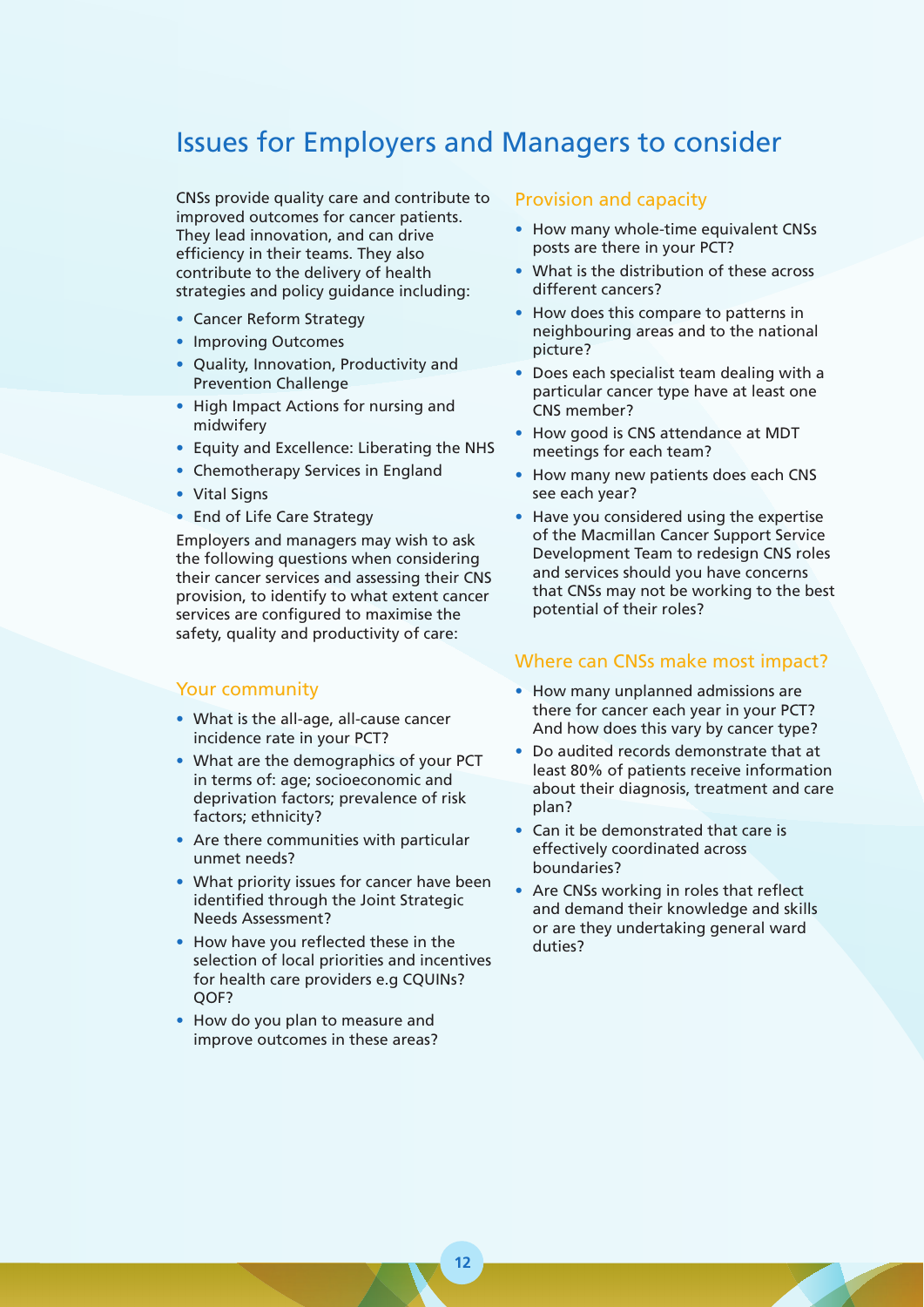# Issues for Employers and Managers to consider

CNSs provide quality care and contribute to improved outcomes for cancer patients. They lead innovation, and can drive efficiency in their teams. They also contribute to the delivery of health strategies and policy guidance including:

- Cancer Reform Strategy
- Improving Outcomes
- Quality, Innovation, Productivity and Prevention Challenge
- High Impact Actions for nursing and midwifery
- Equity and Excellence: Liberating the NHS
- Chemotherapy Services in England
- Vital Signs
- End of Life Care Strategy

Employers and managers may wish to ask the following questions when considering their cancer services and assessing their CNS provision, to identify to what extent cancer services are configured to maximise the safety, quality and productivity of care:

## Your community

- What is the all-age, all-cause cancer incidence rate in your PCT?
- What are the demographics of your PCT in terms of: age; socioeconomic and deprivation factors; prevalence of risk factors; ethnicity?
- Are there communities with particular unmet needs?
- What priority issues for cancer have been identified through the Joint Strategic Needs Assessment?
- How have you reflected these in the selection of local priorities and incentives for health care providers e.g CQUINs? QOF?
- How do you plan to measure and improve outcomes in these areas?

## Provision and capacity

- How many whole-time equivalent CNSs posts are there in your PCT?
- What is the distribution of these across different cancers?
- How does this compare to patterns in neighbouring areas and to the national picture?
- Does each specialist team dealing with a particular cancer type have at least one CNS member?
- How good is CNS attendance at MDT meetings for each team?
- How many new patients does each CNS see each year?
- Have you considered using the expertise of the Macmillan Cancer Support Service Development Team to redesign CNS roles and services should you have concerns that CNSs may not be working to the best potential of their roles?

## Where can CNSs make most impact?

- How many unplanned admissions are there for cancer each year in your PCT? And how does this vary by cancer type?
- Do audited records demonstrate that at least 80% of patients receive information about their diagnosis, treatment and care plan?
- Can it be demonstrated that care is effectively coordinated across boundaries?
- Are CNSs working in roles that reflect and demand their knowledge and skills or are they undertaking general ward duties?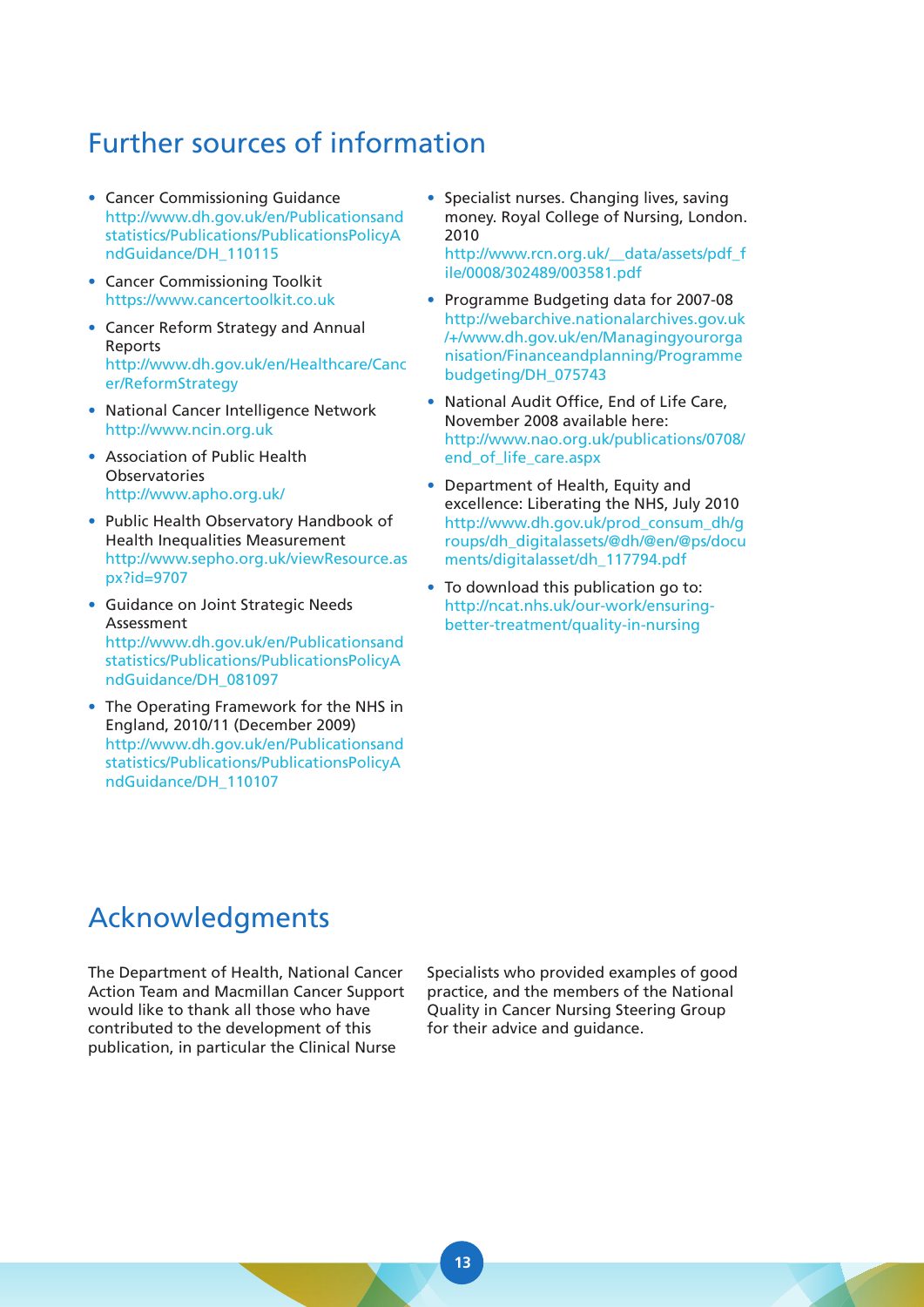## Further sources of information

- Cancer Commissioning Guidance
  http://www.dh.gov.uk/en/Publicationsandstatistics/Publications/PublicationsPolicyAndGuidance/DH_110115
- Cancer Commissioning Toolkit
  https://www.cancertoolkit.co.uk
- Cancer Reform Strategy and Annual Reports
  http://www.dh.gov.uk/en/Healthcare/Cancer/ReformStrategy
- National Cancer Intelligence Network
  http://www.ncin.org.uk
- Association of Public Health Observatories
  http://www.apho.org.uk/
- Public Health Observatory Handbook of Health Inequalities Measurement
  http://www.sepho.org.uk/viewResource.aspx?id=9707
- Guidance on Joint Strategic Needs Assessment
  http://www.dh.gov.uk/en/Publicationsandstatistics/Publications/PublicationsPolicyAndGuidance/DH_081097
- The Operating Framework for the NHS in England, 2010/11 (December 2009)
  http://www.dh.gov.uk/en/Publicationsandstatistics/Publications/PublicationsPolicyAndGuidance/DH_110107
- Specialist nurses. Changing lives, saving money. Royal College of Nursing, London. 2010
  http://www.rcn.org.uk/__data/assets/pdf_file/0008/302489/003581.pdf
- Programme Budgeting data for 2007-08
  http://webarchive.nationalarchives.gov.uk/+/www.dh.gov.uk/en/Managingyourorganisation/Financeandplanning/Programmebudgeting/DH_075743
- National Audit Office, End of Life Care, November 2008 available here:
  http://www.nao.org.uk/publications/0708/end_of_life_care.aspx
- Department of Health, Equity and excellence: Liberating the NHS, July 2010
  http://www.dh.gov.uk/prod_consum_dh/groups/dh_digitalassets/@dh/@en/@ps/documents/digitalasset/dh_117794.pdf
- To download this publication go to:
  http://ncat.nhs.uk/our-work/ensuring-better-treatment/quality-in-nursing

## Acknowledgments

The Department of Health, National Cancer Action Team and Macmillan Cancer Support would like to thank all those who have contributed to the development of this publication, in particular the Clinical Nurse Specialists who provided examples of good practice, and the members of the National Quality in Cancer Nursing Steering Group for their advice and guidance.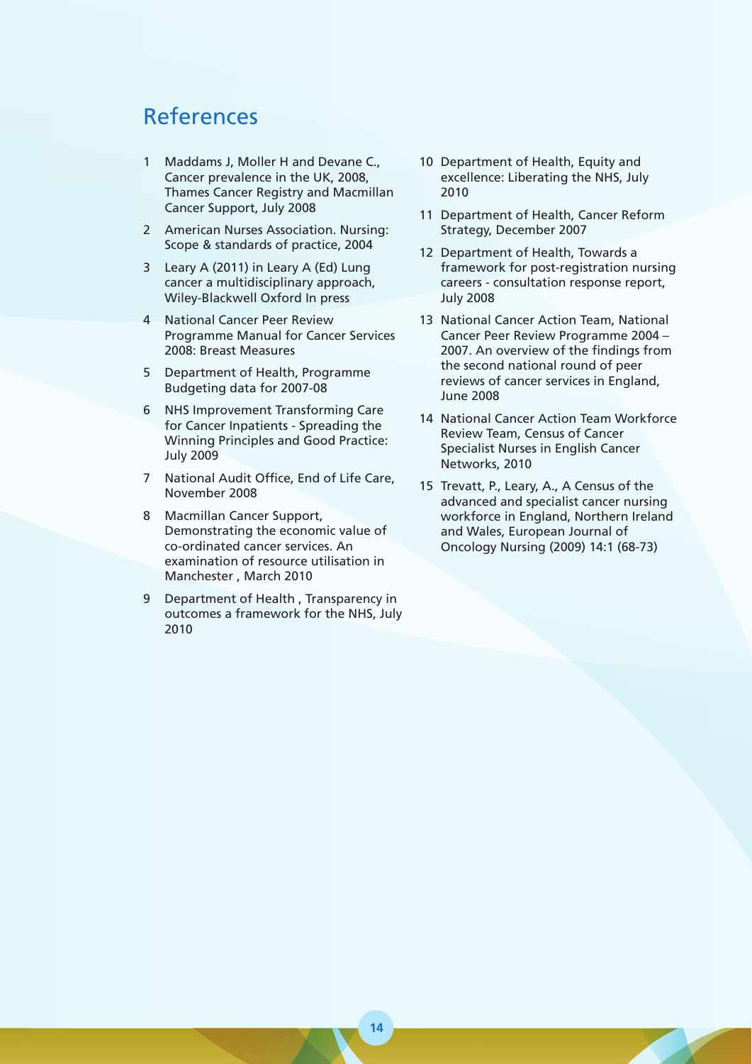# References

1. Maddams J, Moller H and Devane C., Cancer prevalence in the UK, 2008, Thames Cancer Registry and Macmillan Cancer Support, July 2008
2. American Nurses Association. Nursing: Scope & standards of practice, 2004
3. Leary A (2011) in Leary A (Ed) Lung cancer a multidisciplinary approach, Wiley-Blackwell Oxford In press
4. National Cancer Peer Review Programme Manual for Cancer Services 2008: Breast Measures
5. Department of Health, Programme Budgeting data for 2007-08
6. NHS Improvement Transforming Care for Cancer Inpatients - Spreading the Winning Principles and Good Practice: July 2009
7. National Audit Office, End of Life Care, November 2008
8. Macmillan Cancer Support, Demonstrating the economic value of co-ordinated cancer services. An examination of resource utilisation in Manchester , March 2010
9. Department of Health , Transparency in outcomes a framework for the NHS, July 2010
10. Department of Health, Equity and excellence: Liberating the NHS, July 2010
11. Department of Health, Cancer Reform Strategy, December 2007
12. Department of Health, Towards a framework for post-registration nursing careers - consultation response report, July 2008
13. National Cancer Action Team, National Cancer Peer Review Programme 2004 – 2007. An overview of the findings from the second national round of peer reviews of cancer services in England, June 2008
14. National Cancer Action Team Workforce Review Team, Census of Cancer Specialist Nurses in English Cancer Networks, 2010
15. Trevatt, P., Leary, A., A Census of the advanced and specialist cancer nursing workforce in England, Northern Ireland and Wales, European Journal of Oncology Nursing (2009) 14:1 (68-73)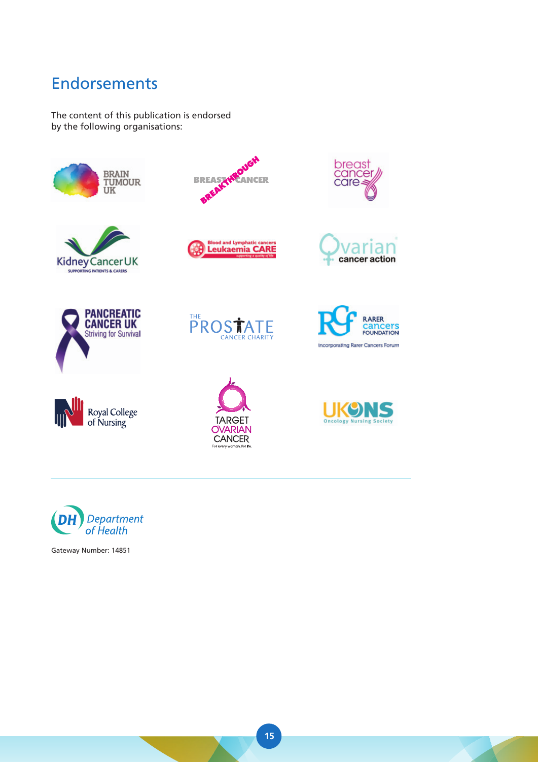# Endorsements

The content of this publication is endorsed by the following organisations:

Brain Tumour UK

Breakthrough Breast Cancer

Breast Cancer Care

Kidney Cancer UK – Supporting Patients & Carers

Leukaemia CARE – Blood and Lymphatic cancers – supporting a quality of life

Ovarian Cancer Action

Pancreatic Cancer UK – Striving for Survival

The Prostate Cancer Charity

Rarer Cancers Foundation – incorporating Rarer Cancers Forum

Royal College of Nursing

Target Ovarian Cancer – For every woman. For life.

UKONS – Oncology Nursing Society

---

Department of Health

Gateway Number: 14851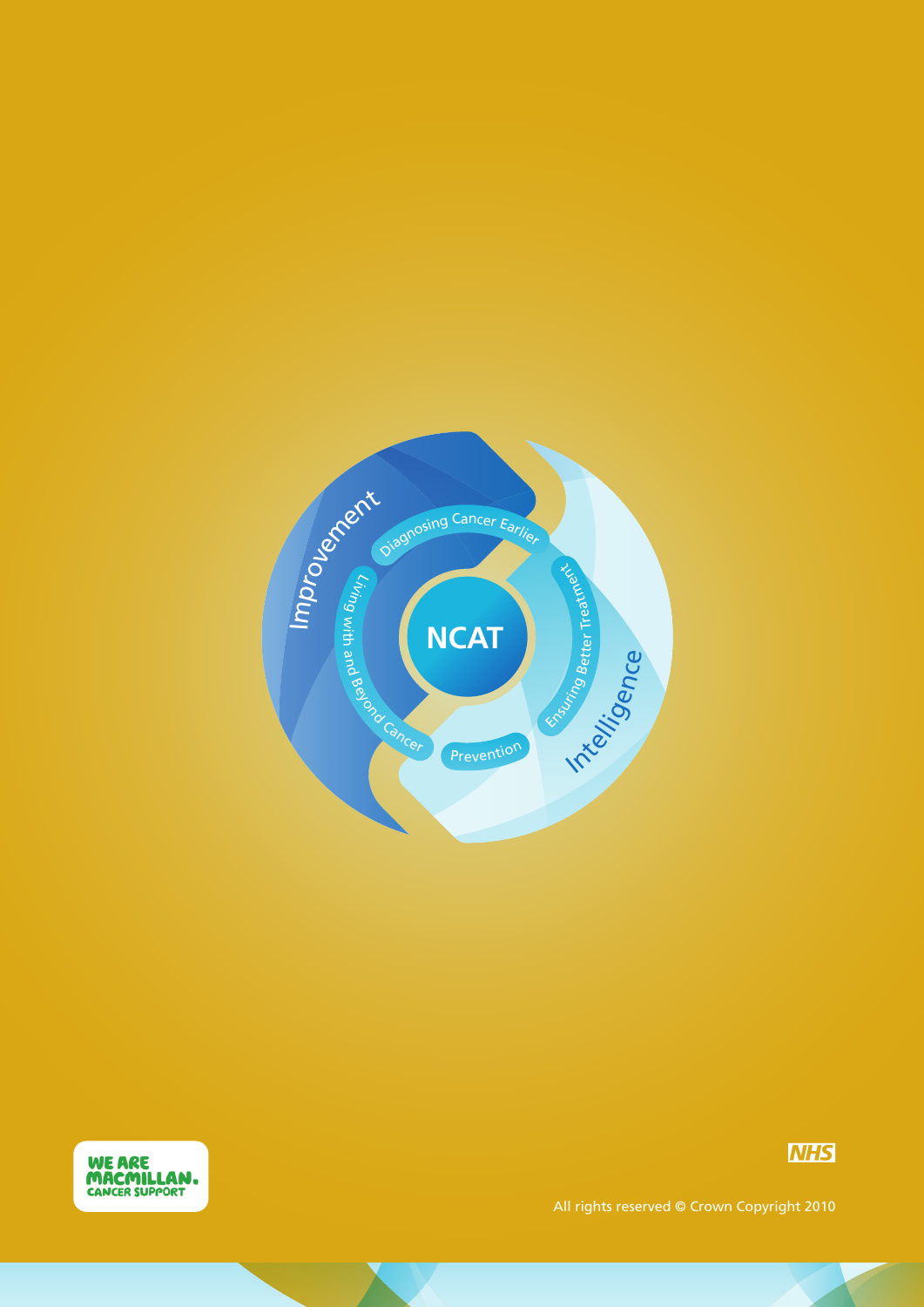Improvement

Diagnosing Cancer Earlier

Living with and Beyond Cancer

NCAT

Ensuring Better Treatment

Intelligence

Prevention

WE ARE MACMILLAN. CANCER SUPPORT

NHS

All rights reserved © Crown Copyright 2010